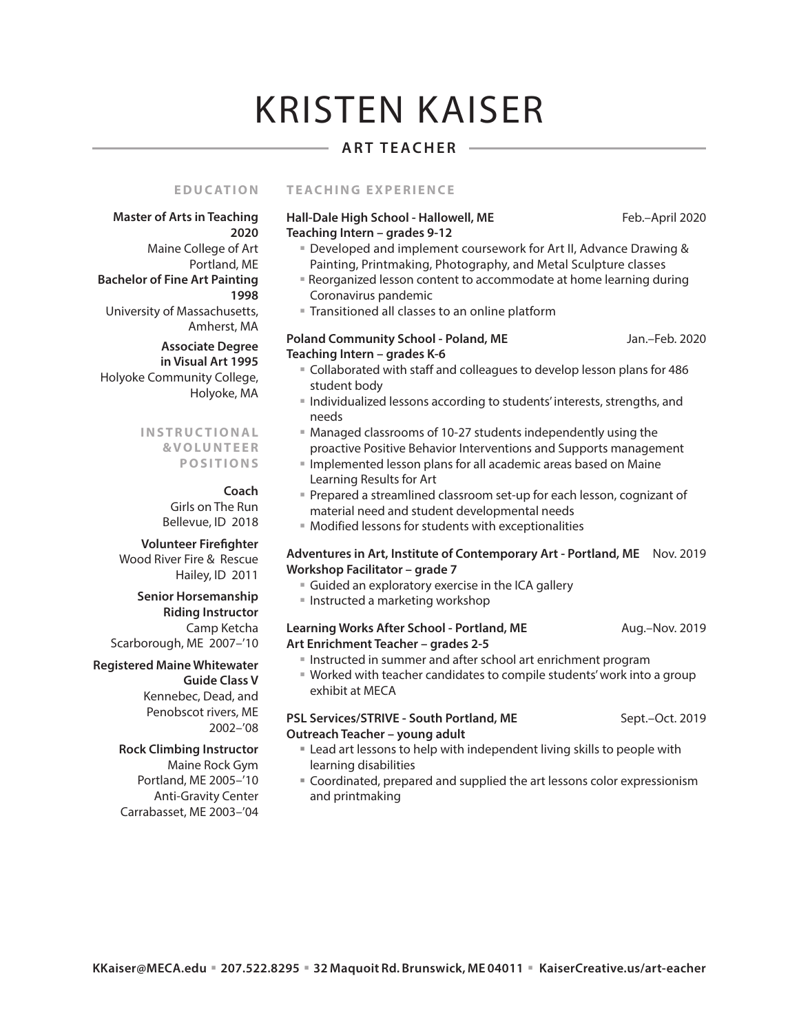# KRISTEN KAISER

## ART TEACHER

## EDUCATION

**Master of Arts in Teaching 2020**
Maine College of Art
Portland, ME

**Bachelor of Fine Art Painting 1998**
University of Massachusetts, Amherst, MA

**Associate Degree in Visual Art 1995**
Holyoke Community College, Holyoke, MA

## INSTRUCTIONAL &VOLUNTEER POSITIONS

**Coach**
Girls on The Run
Bellevue, ID 2018

**Volunteer Firefighter**
Wood River Fire & Rescue
Hailey, ID 2011

**Senior Horsemanship Riding Instructor**
Camp Ketcha
Scarborough, ME 2007–'10

**Registered Maine Whitewater Guide Class V**
Kennebec, Dead, and Penobscot rivers, ME
2002–'08

**Rock Climbing Instructor**
Maine Rock Gym
Portland, ME 2005–'10
Anti-Gravity Center
Carrabasset, ME 2003–'04

## TEACHING EXPERIENCE

**Hall-Dale High School - Hallowell, ME** Feb.–April 2020
**Teaching Intern – grades 9-12**

- Developed and implement coursework for Art II, Advance Drawing & Painting, Printmaking, Photography, and Metal Sculpture classes
- Reorganized lesson content to accommodate at home learning during Coronavirus pandemic
- Transitioned all classes to an online platform

**Poland Community School - Poland, ME** Jan.–Feb. 2020
**Teaching Intern – grades K-6**

- Collaborated with staff and colleagues to develop lesson plans for 486 student body
- Individualized lessons according to students' interests, strengths, and needs
- Managed classrooms of 10-27 students independently using the proactive Positive Behavior Interventions and Supports management
- Implemented lesson plans for all academic areas based on Maine Learning Results for Art
- Prepared a streamlined classroom set-up for each lesson, cognizant of material need and student developmental needs
- Modified lessons for students with exceptionalities

**Adventures in Art, Institute of Contemporary Art - Portland, ME** Nov. 2019
**Workshop Facilitator – grade 7**

- Guided an exploratory exercise in the ICA gallery
- Instructed a marketing workshop

**Learning Works After School - Portland, ME** Aug.–Nov. 2019
**Art Enrichment Teacher – grades 2-5**

- Instructed in summer and after school art enrichment program
- Worked with teacher candidates to compile students' work into a group exhibit at MECA

**PSL Services/STRIVE - South Portland, ME** Sept.–Oct. 2019
**Outreach Teacher – young adult**

- Lead art lessons to help with independent living skills to people with learning disabilities
- Coordinated, prepared and supplied the art lessons color expressionism and printmaking

KKaiser@MECA.edu ▪ 207.522.8295 ▪ 32 Maquoit Rd. Brunswick, ME 04011 ▪ KaiserCreative.us/art-eacher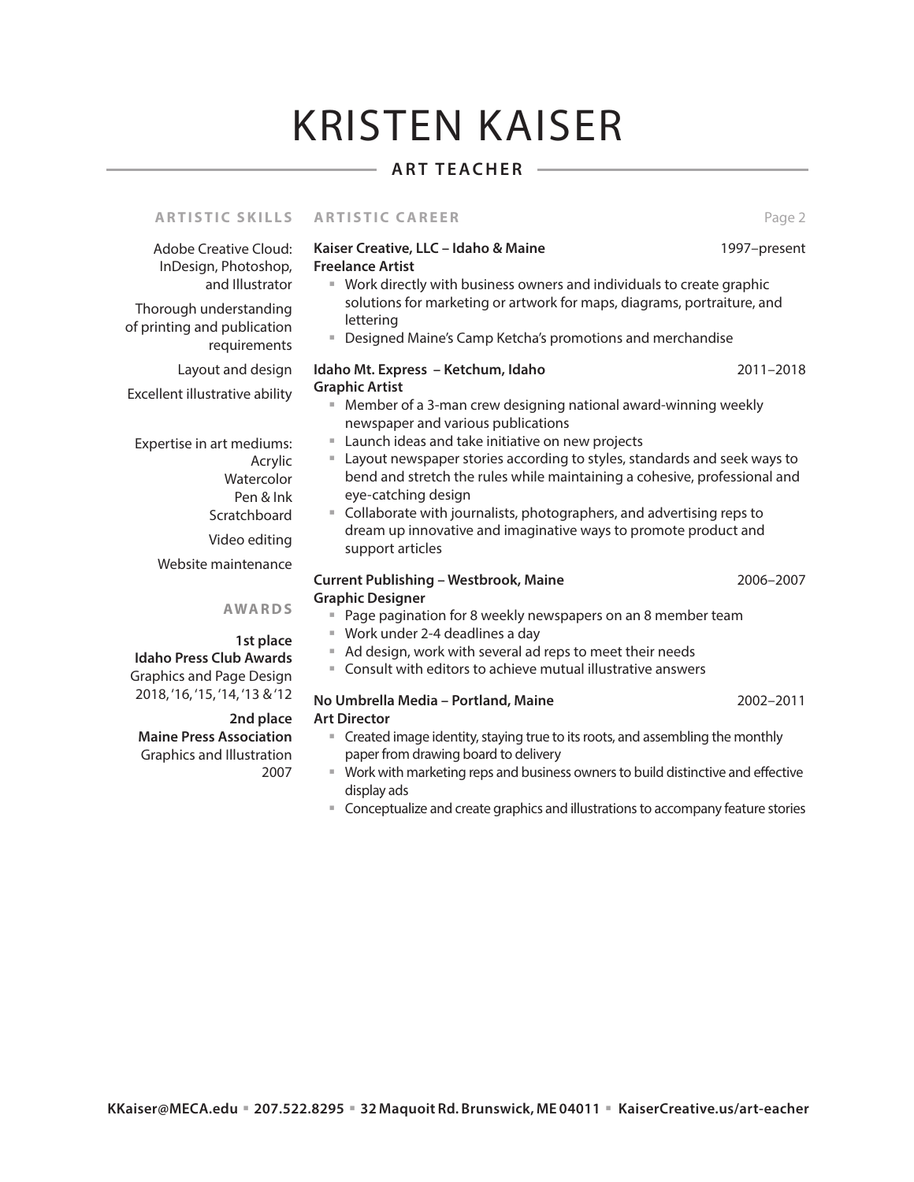# KRISTEN KAISER

**ART TEACHER**

## ARTISTIC SKILLS

Adobe Creative Cloud: InDesign, Photoshop, and Illustrator

Thorough understanding of printing and publication requirements

Layout and design

Excellent illustrative ability

Expertise in art mediums:
Acrylic
Watercolor
Pen & Ink
Scratchboard

Video editing

Website maintenance

## AWARDS

**1st place**
**Idaho Press Club Awards**
Graphics and Page Design
2018, '16, '15, '14, '13 & '12

**2nd place**
**Maine Press Association**
Graphics and Illustration
2007

## ARTISTIC CAREER

**Kaiser Creative, LLC – Idaho & Maine** — 1997–present
**Freelance Artist**

- Work directly with business owners and individuals to create graphic solutions for marketing or artwork for maps, diagrams, portraiture, and lettering
- Designed Maine's Camp Ketcha's promotions and merchandise

**Idaho Mt. Express – Ketchum, Idaho** — 2011–2018
**Graphic Artist**

- Member of a 3-man crew designing national award-winning weekly newspaper and various publications
- Launch ideas and take initiative on new projects
- Layout newspaper stories according to styles, standards and seek ways to bend and stretch the rules while maintaining a cohesive, professional and eye-catching design
- Collaborate with journalists, photographers, and advertising reps to dream up innovative and imaginative ways to promote product and support articles

**Current Publishing – Westbrook, Maine** — 2006–2007
**Graphic Designer**

- Page pagination for 8 weekly newspapers on an 8 member team
- Work under 2-4 deadlines a day
- Ad design, work with several ad reps to meet their needs
- Consult with editors to achieve mutual illustrative answers

**No Umbrella Media – Portland, Maine** — 2002–2011
**Art Director**

- Created image identity, staying true to its roots, and assembling the monthly paper from drawing board to delivery
- Work with marketing reps and business owners to build distinctive and effective display ads
- Conceptualize and create graphics and illustrations to accompany feature stories

**KKaiser@MECA.edu ▪ 207.522.8295 ▪ 32 Maquoit Rd. Brunswick, ME 04011 ▪ KaiserCreative.us/art-eacher**